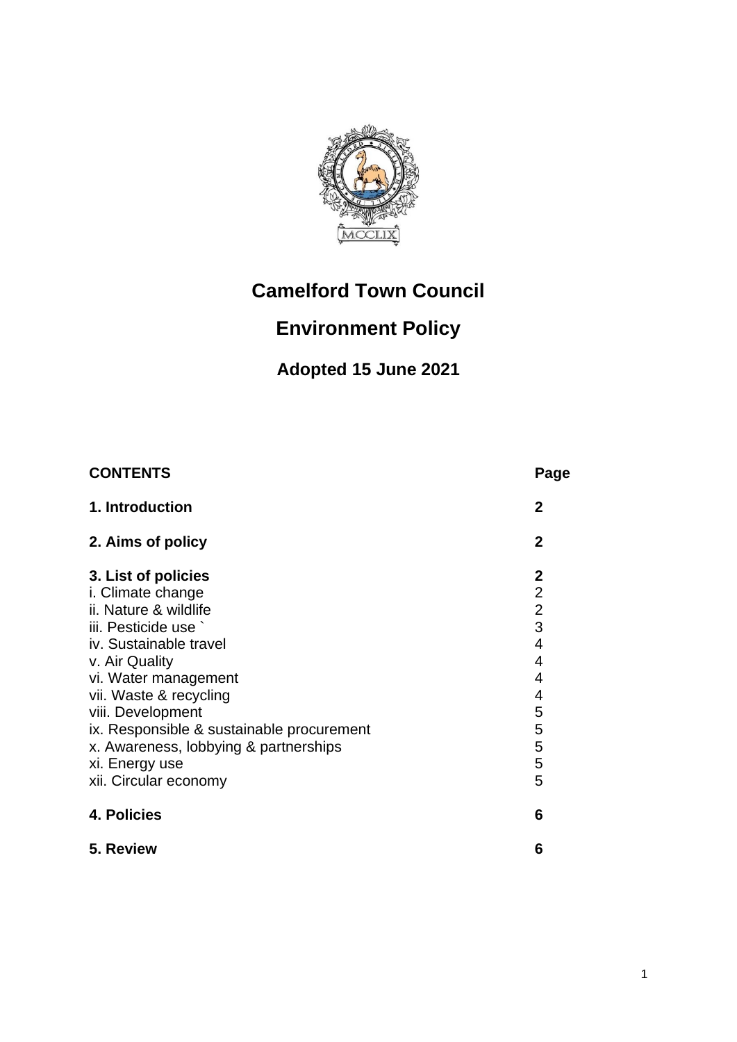# Camelford Town Council

# Environment Policy

### Adopted 15 June 2021

| CONTENTS | Page |
|---|---|
| **1. Introduction** | **2** |
| **2. Aims of policy** | **2** |
| **3. List of policies** | **2** |
| i. Climate change | 2 |
| ii. Nature & wildlife | 2 |
| iii. Pesticide use ` | 3 |
| iv. Sustainable travel | 4 |
| v. Air Quality | 4 |
| vi. Water management | 4 |
| vii. Waste & recycling | 4 |
| viii. Development | 5 |
| ix. Responsible & sustainable procurement | 5 |
| x. Awareness, lobbying & partnerships | 5 |
| xi. Energy use | 5 |
| xii. Circular economy | 5 |
| **4. Policies** | **6** |
| **5. Review** | **6** |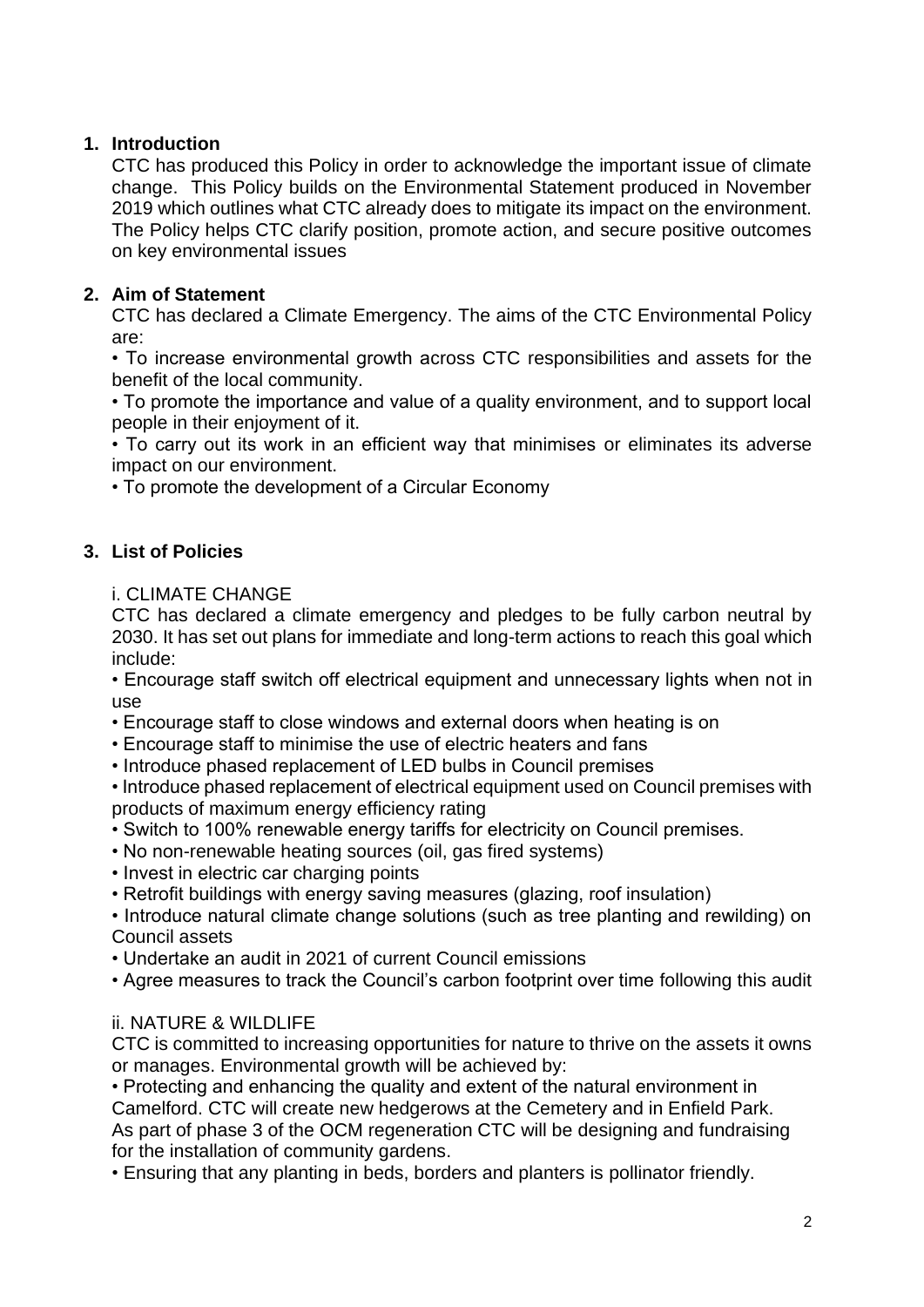## 1. Introduction

CTC has produced this Policy in order to acknowledge the important issue of climate change. This Policy builds on the Environmental Statement produced in November 2019 which outlines what CTC already does to mitigate its impact on the environment. The Policy helps CTC clarify position, promote action, and secure positive outcomes on key environmental issues

## 2. Aim of Statement

CTC has declared a Climate Emergency. The aims of the CTC Environmental Policy are:

- To increase environmental growth across CTC responsibilities and assets for the benefit of the local community.
- To promote the importance and value of a quality environment, and to support local people in their enjoyment of it.
- To carry out its work in an efficient way that minimises or eliminates its adverse impact on our environment.
- To promote the development of a Circular Economy

## 3. List of Policies

### i. CLIMATE CHANGE

CTC has declared a climate emergency and pledges to be fully carbon neutral by 2030. It has set out plans for immediate and long-term actions to reach this goal which include:

- Encourage staff switch off electrical equipment and unnecessary lights when not in use
- Encourage staff to close windows and external doors when heating is on
- Encourage staff to minimise the use of electric heaters and fans
- Introduce phased replacement of LED bulbs in Council premises
- Introduce phased replacement of electrical equipment used on Council premises with products of maximum energy efficiency rating
- Switch to 100% renewable energy tariffs for electricity on Council premises.
- No non-renewable heating sources (oil, gas fired systems)
- Invest in electric car charging points
- Retrofit buildings with energy saving measures (glazing, roof insulation)
- Introduce natural climate change solutions (such as tree planting and rewilding) on Council assets
- Undertake an audit in 2021 of current Council emissions
- Agree measures to track the Council's carbon footprint over time following this audit

### ii. NATURE & WILDLIFE

CTC is committed to increasing opportunities for nature to thrive on the assets it owns or manages. Environmental growth will be achieved by:

- Protecting and enhancing the quality and extent of the natural environment in Camelford. CTC will create new hedgerows at the Cemetery and in Enfield Park. As part of phase 3 of the OCM regeneration CTC will be designing and fundraising for the installation of community gardens.
- Ensuring that any planting in beds, borders and planters is pollinator friendly.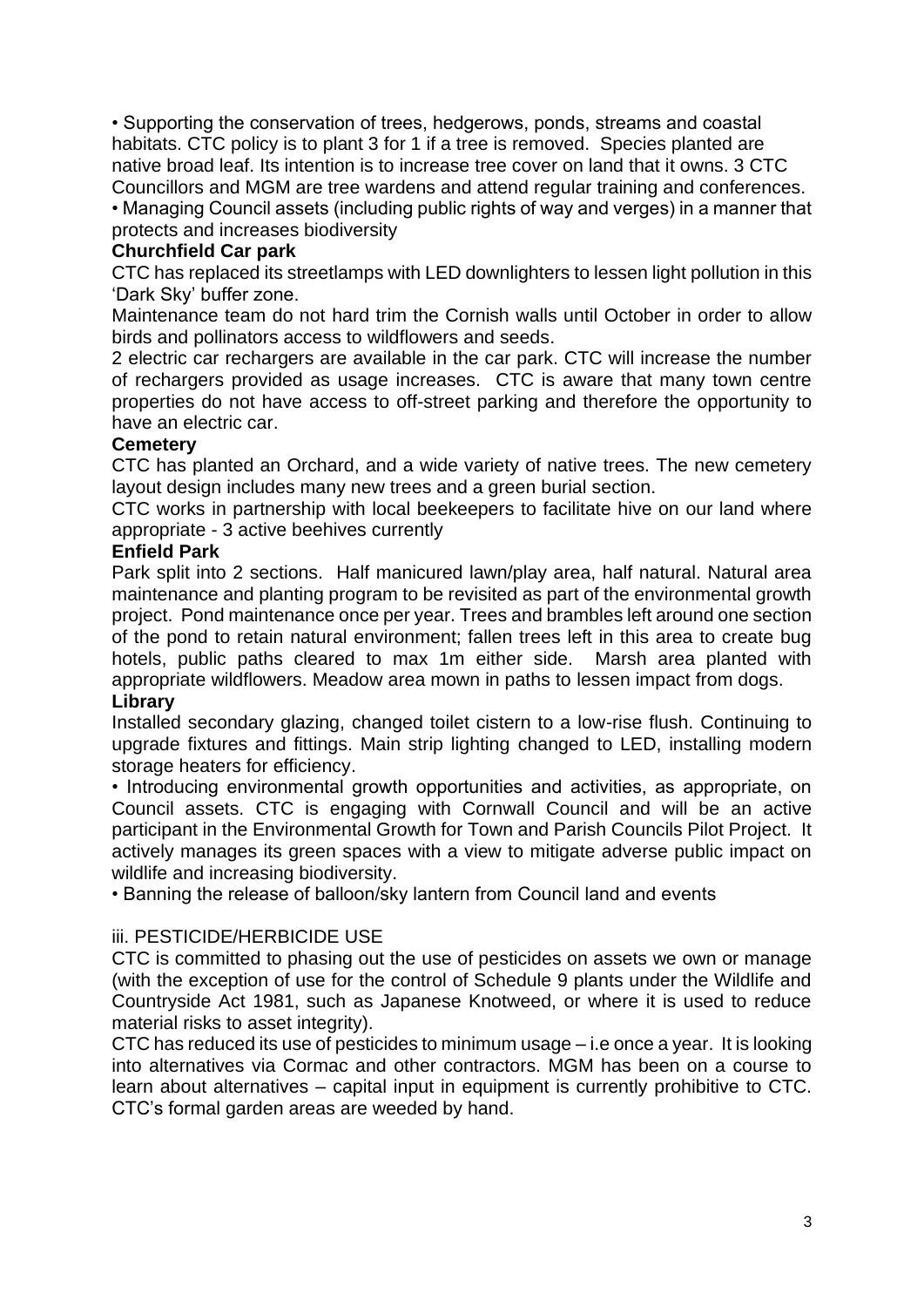• Supporting the conservation of trees, hedgerows, ponds, streams and coastal habitats. CTC policy is to plant 3 for 1 if a tree is removed. Species planted are native broad leaf. Its intention is to increase tree cover on land that it owns. 3 CTC Councillors and MGM are tree wardens and attend regular training and conferences.

• Managing Council assets (including public rights of way and verges) in a manner that protects and increases biodiversity

**Churchfield Car park**

CTC has replaced its streetlamps with LED downlighters to lessen light pollution in this 'Dark Sky' buffer zone.

Maintenance team do not hard trim the Cornish walls until October in order to allow birds and pollinators access to wildflowers and seeds.

2 electric car rechargers are available in the car park. CTC will increase the number of rechargers provided as usage increases. CTC is aware that many town centre properties do not have access to off-street parking and therefore the opportunity to have an electric car.

**Cemetery**

CTC has planted an Orchard, and a wide variety of native trees. The new cemetery layout design includes many new trees and a green burial section.

CTC works in partnership with local beekeepers to facilitate hive on our land where appropriate - 3 active beehives currently

**Enfield Park**

Park split into 2 sections. Half manicured lawn/play area, half natural. Natural area maintenance and planting program to be revisited as part of the environmental growth project. Pond maintenance once per year. Trees and brambles left around one section of the pond to retain natural environment; fallen trees left in this area to create bug hotels, public paths cleared to max 1m either side. Marsh area planted with appropriate wildflowers. Meadow area mown in paths to lessen impact from dogs.

**Library**

Installed secondary glazing, changed toilet cistern to a low-rise flush. Continuing to upgrade fixtures and fittings. Main strip lighting changed to LED, installing modern storage heaters for efficiency.

• Introducing environmental growth opportunities and activities, as appropriate, on Council assets. CTC is engaging with Cornwall Council and will be an active participant in the Environmental Growth for Town and Parish Councils Pilot Project. It actively manages its green spaces with a view to mitigate adverse public impact on wildlife and increasing biodiversity.

• Banning the release of balloon/sky lantern from Council land and events

iii. PESTICIDE/HERBICIDE USE

CTC is committed to phasing out the use of pesticides on assets we own or manage (with the exception of use for the control of Schedule 9 plants under the Wildlife and Countryside Act 1981, such as Japanese Knotweed, or where it is used to reduce material risks to asset integrity).

CTC has reduced its use of pesticides to minimum usage – i.e once a year. It is looking into alternatives via Cormac and other contractors. MGM has been on a course to learn about alternatives – capital input in equipment is currently prohibitive to CTC. CTC's formal garden areas are weeded by hand.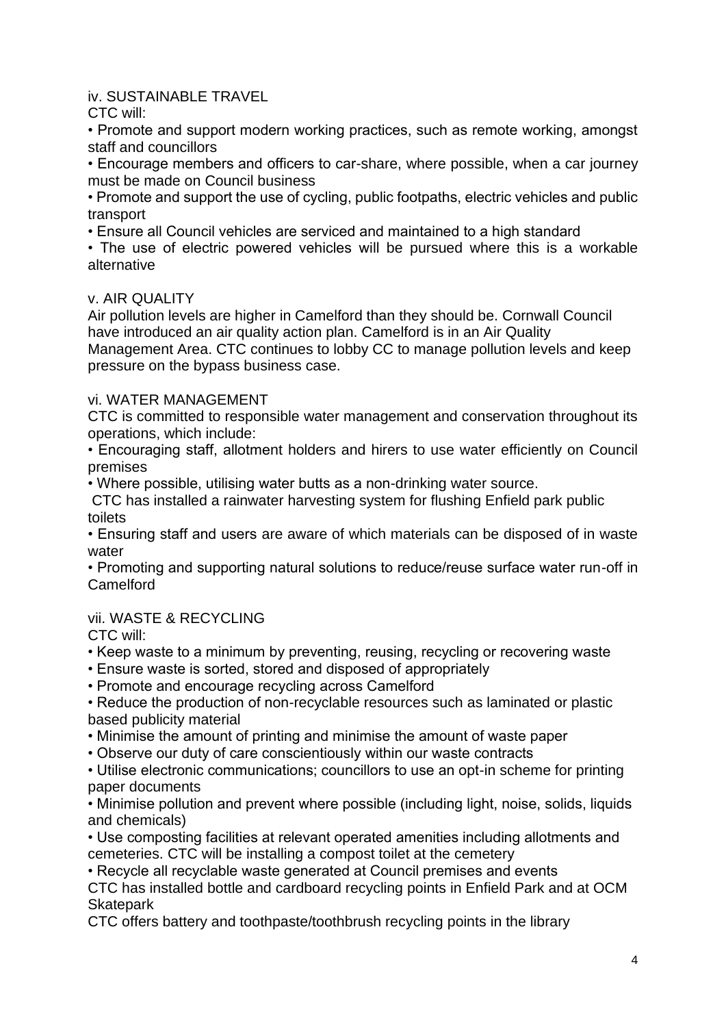### iv. SUSTAINABLE TRAVEL

CTC will:

- Promote and support modern working practices, such as remote working, amongst staff and councillors
- Encourage members and officers to car-share, where possible, when a car journey must be made on Council business
- Promote and support the use of cycling, public footpaths, electric vehicles and public transport
- Ensure all Council vehicles are serviced and maintained to a high standard
- The use of electric powered vehicles will be pursued where this is a workable alternative

### v. AIR QUALITY

Air pollution levels are higher in Camelford than they should be. Cornwall Council have introduced an air quality action plan. Camelford is in an Air Quality Management Area. CTC continues to lobby CC to manage pollution levels and keep pressure on the bypass business case.

### vi. WATER MANAGEMENT

CTC is committed to responsible water management and conservation throughout its operations, which include:

- Encouraging staff, allotment holders and hirers to use water efficiently on Council premises
- Where possible, utilising water butts as a non-drinking water source.

CTC has installed a rainwater harvesting system for flushing Enfield park public toilets

- Ensuring staff and users are aware of which materials can be disposed of in waste water
- Promoting and supporting natural solutions to reduce/reuse surface water run-off in Camelford

### vii. WASTE & RECYCLING

CTC will:

- Keep waste to a minimum by preventing, reusing, recycling or recovering waste
- Ensure waste is sorted, stored and disposed of appropriately
- Promote and encourage recycling across Camelford
- Reduce the production of non-recyclable resources such as laminated or plastic based publicity material
- Minimise the amount of printing and minimise the amount of waste paper
- Observe our duty of care conscientiously within our waste contracts
- Utilise electronic communications; councillors to use an opt-in scheme for printing paper documents
- Minimise pollution and prevent where possible (including light, noise, solids, liquids and chemicals)
- Use composting facilities at relevant operated amenities including allotments and cemeteries. CTC will be installing a compost toilet at the cemetery
- Recycle all recyclable waste generated at Council premises and events

CTC has installed bottle and cardboard recycling points in Enfield Park and at OCM Skatepark

CTC offers battery and toothpaste/toothbrush recycling points in the library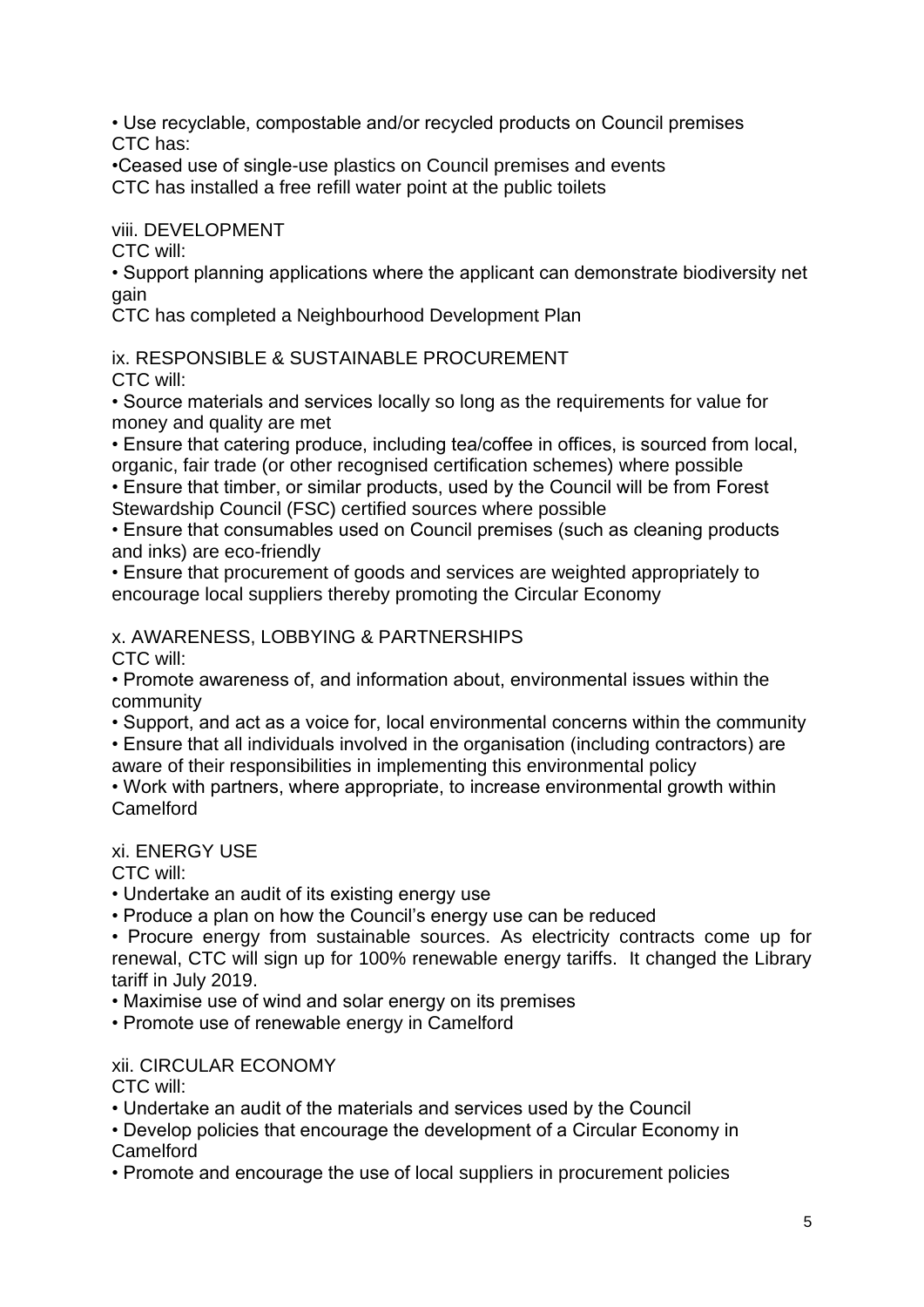- Use recyclable, compostable and/or recycled products on Council premises

CTC has:

- Ceased use of single-use plastics on Council premises and events

CTC has installed a free refill water point at the public toilets

### viii. DEVELOPMENT

CTC will:

- Support planning applications where the applicant can demonstrate biodiversity net gain

CTC has completed a Neighbourhood Development Plan

### ix. RESPONSIBLE & SUSTAINABLE PROCUREMENT

CTC will:

- Source materials and services locally so long as the requirements for value for money and quality are met
- Ensure that catering produce, including tea/coffee in offices, is sourced from local, organic, fair trade (or other recognised certification schemes) where possible
- Ensure that timber, or similar products, used by the Council will be from Forest Stewardship Council (FSC) certified sources where possible
- Ensure that consumables used on Council premises (such as cleaning products and inks) are eco-friendly
- Ensure that procurement of goods and services are weighted appropriately to encourage local suppliers thereby promoting the Circular Economy

### x. AWARENESS, LOBBYING & PARTNERSHIPS

CTC will:

- Promote awareness of, and information about, environmental issues within the community
- Support, and act as a voice for, local environmental concerns within the community
- Ensure that all individuals involved in the organisation (including contractors) are aware of their responsibilities in implementing this environmental policy
- Work with partners, where appropriate, to increase environmental growth within Camelford

### xi. ENERGY USE

CTC will:

- Undertake an audit of its existing energy use
- Produce a plan on how the Council's energy use can be reduced
- Procure energy from sustainable sources. As electricity contracts come up for renewal, CTC will sign up for 100% renewable energy tariffs. It changed the Library tariff in July 2019.
- Maximise use of wind and solar energy on its premises
- Promote use of renewable energy in Camelford

### xii. CIRCULAR ECONOMY

CTC will:

- Undertake an audit of the materials and services used by the Council
- Develop policies that encourage the development of a Circular Economy in Camelford
- Promote and encourage the use of local suppliers in procurement policies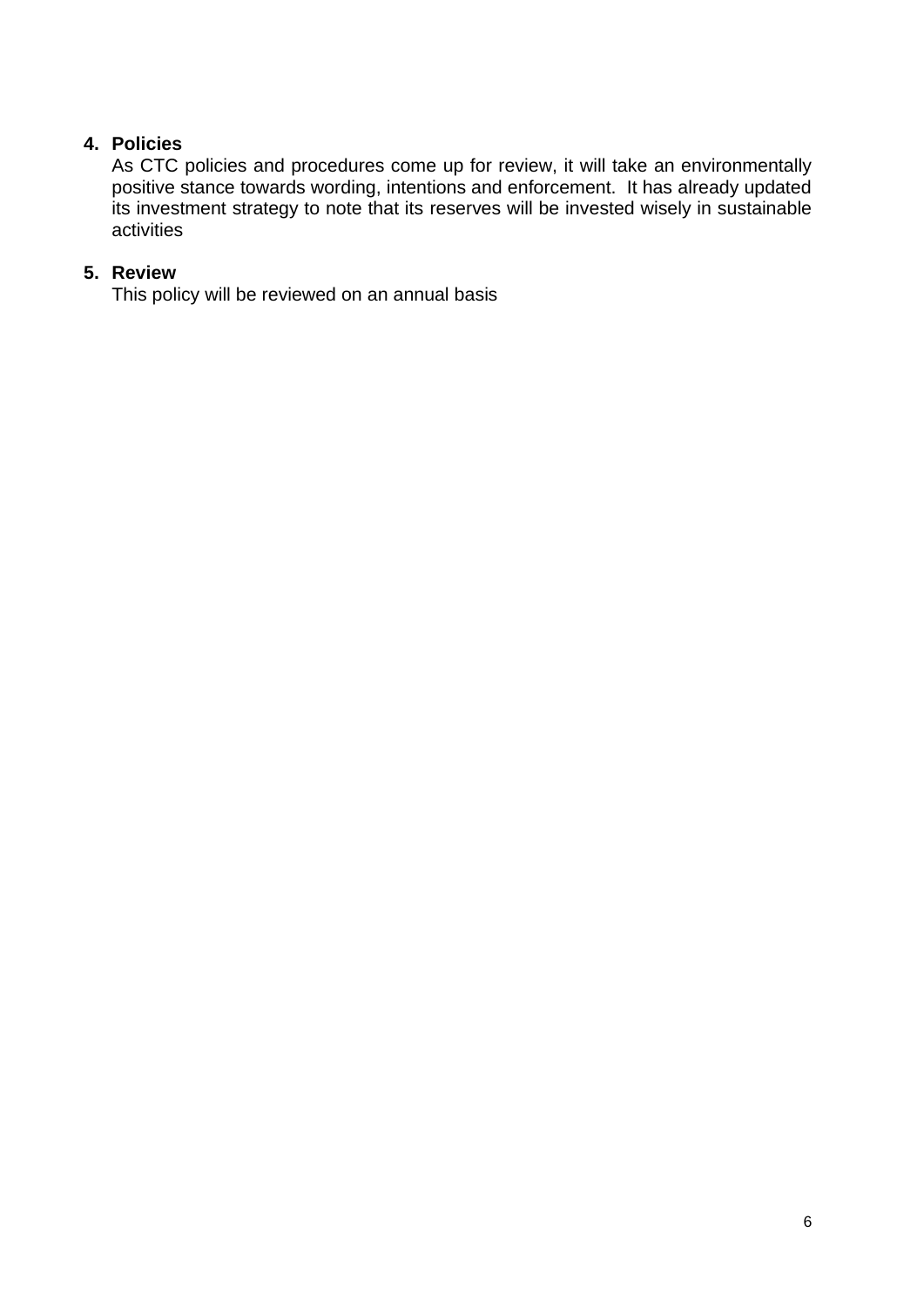4. **Policies**
   As CTC policies and procedures come up for review, it will take an environmentally positive stance towards wording, intentions and enforcement. It has already updated its investment strategy to note that its reserves will be invested wisely in sustainable activities

5. **Review**
   This policy will be reviewed on an annual basis